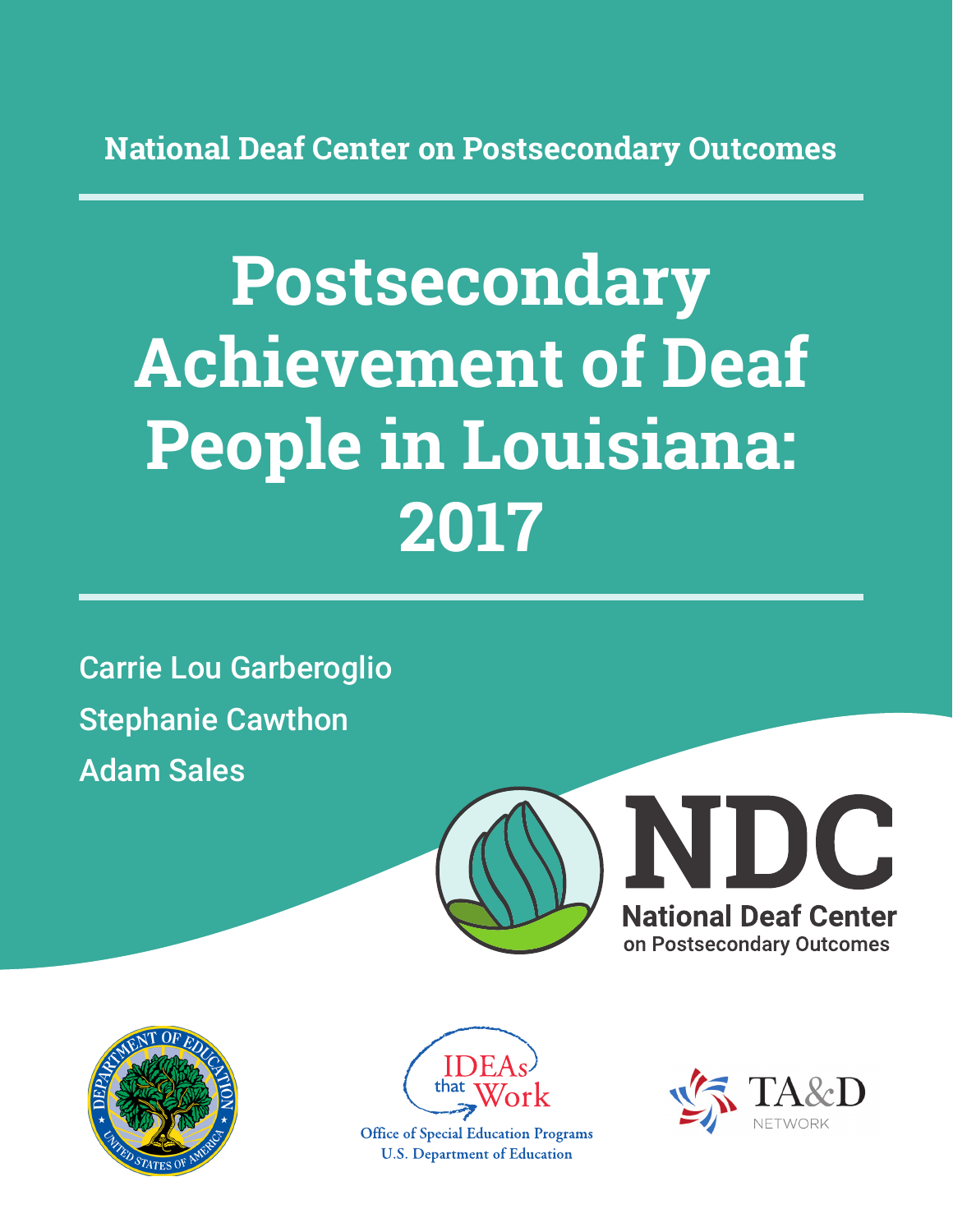National Deaf Center on Postsecondary Outcomes

# Postsecondary Achievement of Deaf People in Louisiana: 2017

Carrie Lou Garberoglio

Stephanie Cawthon

Adam Sales

NDC

National Deaf Center on Postsecondary Outcomes

IDEAs that Work

Office of Special Education Programs
U.S. Department of Education

TA&D NETWORK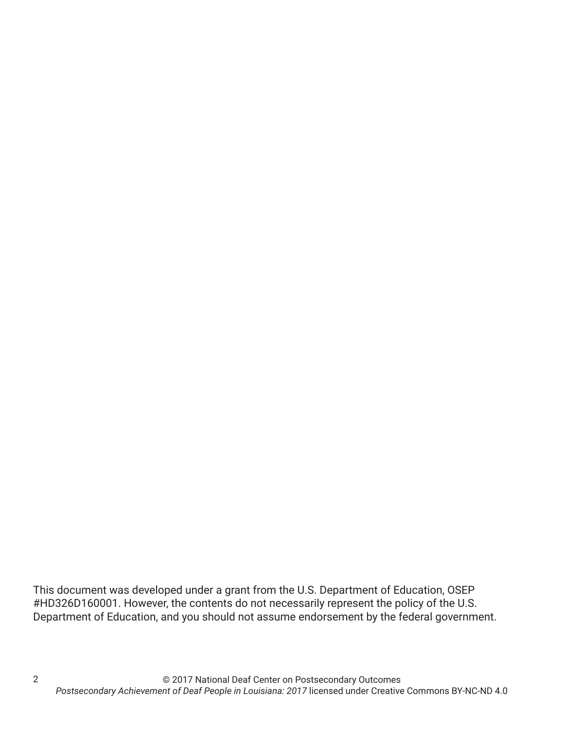This document was developed under a grant from the U.S. Department of Education, OSEP #HD326D160001. However, the contents do not necessarily represent the policy of the U.S. Department of Education, and you should not assume endorsement by the federal government.

© 2017 National Deaf Center on Postsecondary Outcomes
*Postsecondary Achievement of Deaf People in Louisiana: 2017* licensed under Creative Commons BY-NC-ND 4.0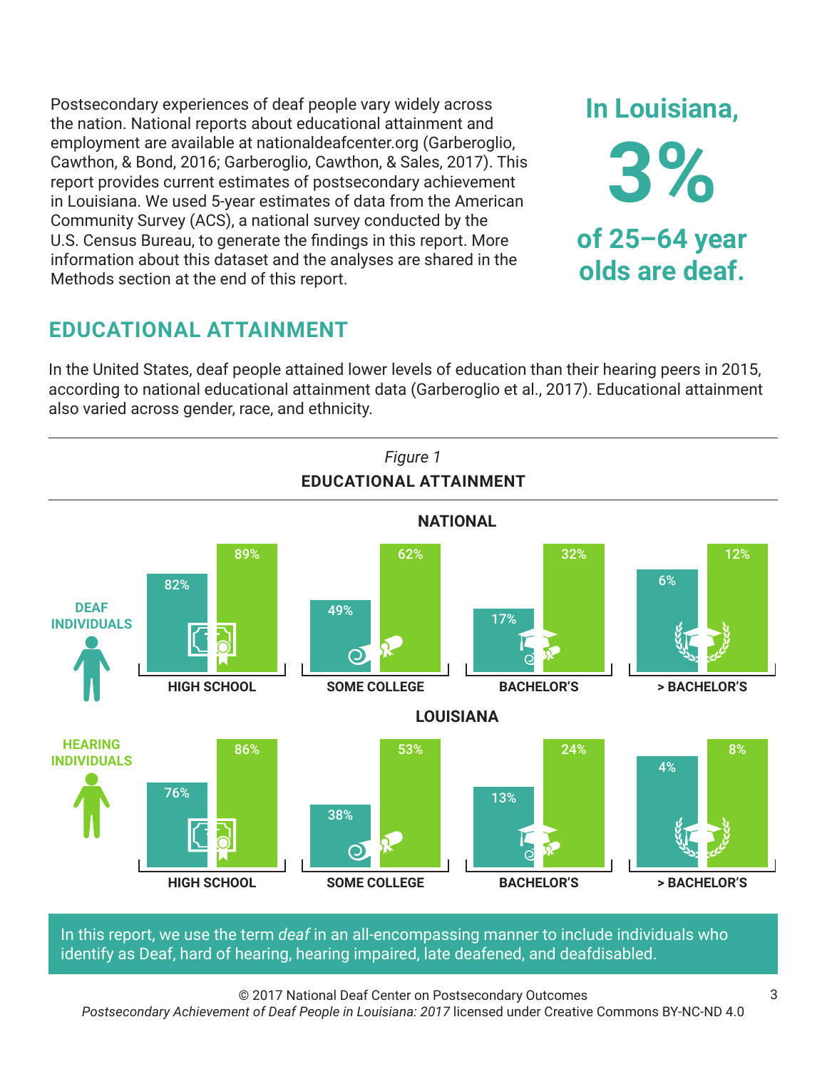Postsecondary experiences of deaf people vary widely across the nation. National reports about educational attainment and employment are available at nationaldeafcenter.org (Garberoglio, Cawthon, & Bond, 2016; Garberoglio, Cawthon, & Sales, 2017). This report provides current estimates of postsecondary achievement in Louisiana. We used 5-year estimates of data from the American Community Survey (ACS), a national survey conducted by the U.S. Census Bureau, to generate the findings in this report. More information about this dataset and the analyses are shared in the Methods section at the end of this report.

**In Louisiana, 3% of 25–64 year olds are deaf.**

## EDUCATIONAL ATTAINMENT

In the United States, deaf people attained lower levels of education than their hearing peers in 2015, according to national educational attainment data (Garberoglio et al., 2017). Educational attainment also varied across gender, race, and ethnicity.

*Figure 1*

**EDUCATIONAL ATTAINMENT**

**NATIONAL**

| | High School | Some College | Bachelor's | > Bachelor's |
|---|---|---|---|---|
| Deaf Individuals | 82% | 49% | 17% | 6% |
| Hearing Individuals | 89% | 62% | 32% | 12% |

**LOUISIANA**

| | High School | Some College | Bachelor's | > Bachelor's |
|---|---|---|---|---|
| Deaf Individuals | 76% | 38% | 13% | 4% |
| Hearing Individuals | 86% | 53% | 24% | 8% |

In this report, we use the term *deaf* in an all-encompassing manner to include individuals who identify as Deaf, hard of hearing, hearing impaired, late deafened, and deafdisabled.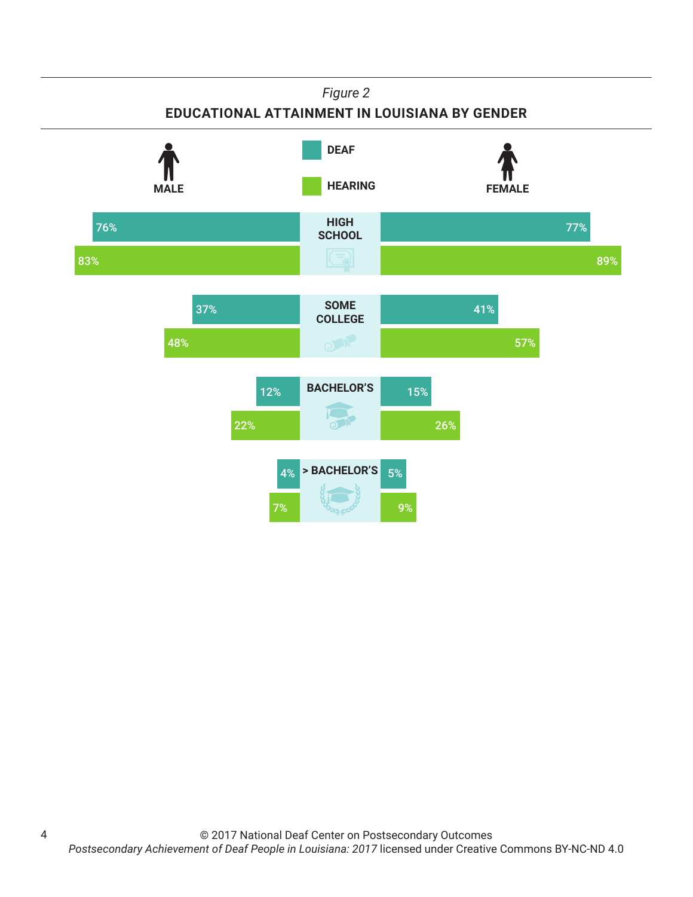*Figure 2*

**EDUCATIONAL ATTAINMENT IN LOUISIANA BY GENDER**

| | MALE DEAF | MALE HEARING | FEMALE DEAF | FEMALE HEARING |
|---|---|---|---|---|
| HIGH SCHOOL | 76% | 83% | 77% | 89% |
| SOME COLLEGE | 37% | 48% | 41% | 57% |
| BACHELOR'S | 12% | 22% | 15% | 26% |
| > BACHELOR'S | 4% | 7% | 5% | 9% |

© 2017 National Deaf Center on Postsecondary Outcomes
*Postsecondary Achievement of Deaf People in Louisiana: 2017* licensed under Creative Commons BY-NC-ND 4.0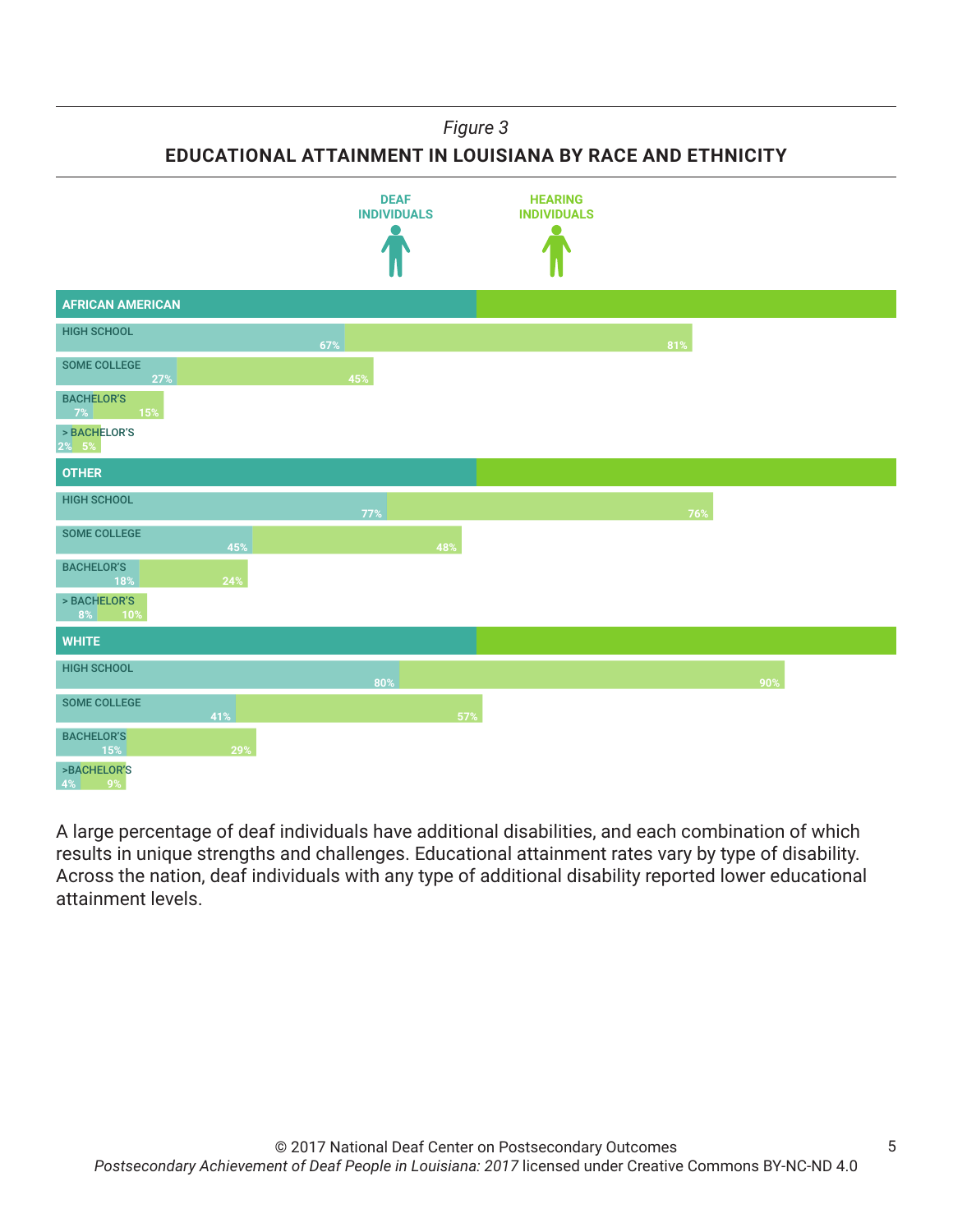*Figure 3*

**EDUCATIONAL ATTAINMENT IN LOUISIANA BY RACE AND ETHNICITY**

| | DEAF INDIVIDUALS | HEARING INDIVIDUALS |
|---|---|---|
| **AFRICAN AMERICAN** | | |
| HIGH SCHOOL | 67% | 81% |
| SOME COLLEGE | 27% | 45% |
| BACHELOR'S | 7% | 15% |
| > BACHELOR'S | 2% | 5% |
| **OTHER** | | |
| HIGH SCHOOL | 77% | 76% |
| SOME COLLEGE | 45% | 48% |
| BACHELOR'S | 18% | 24% |
| > BACHELOR'S | 8% | 10% |
| **WHITE** | | |
| HIGH SCHOOL | 80% | 90% |
| SOME COLLEGE | 41% | 57% |
| BACHELOR'S | 15% | 29% |
| >BACHELOR'S | 4% | 9% |

A large percentage of deaf individuals have additional disabilities, and each combination of which results in unique strengths and challenges. Educational attainment rates vary by type of disability. Across the nation, deaf individuals with any type of additional disability reported lower educational attainment levels.

© 2017 National Deaf Center on Postsecondary Outcomes
*Postsecondary Achievement of Deaf People in Louisiana: 2017* licensed under Creative Commons BY-NC-ND 4.0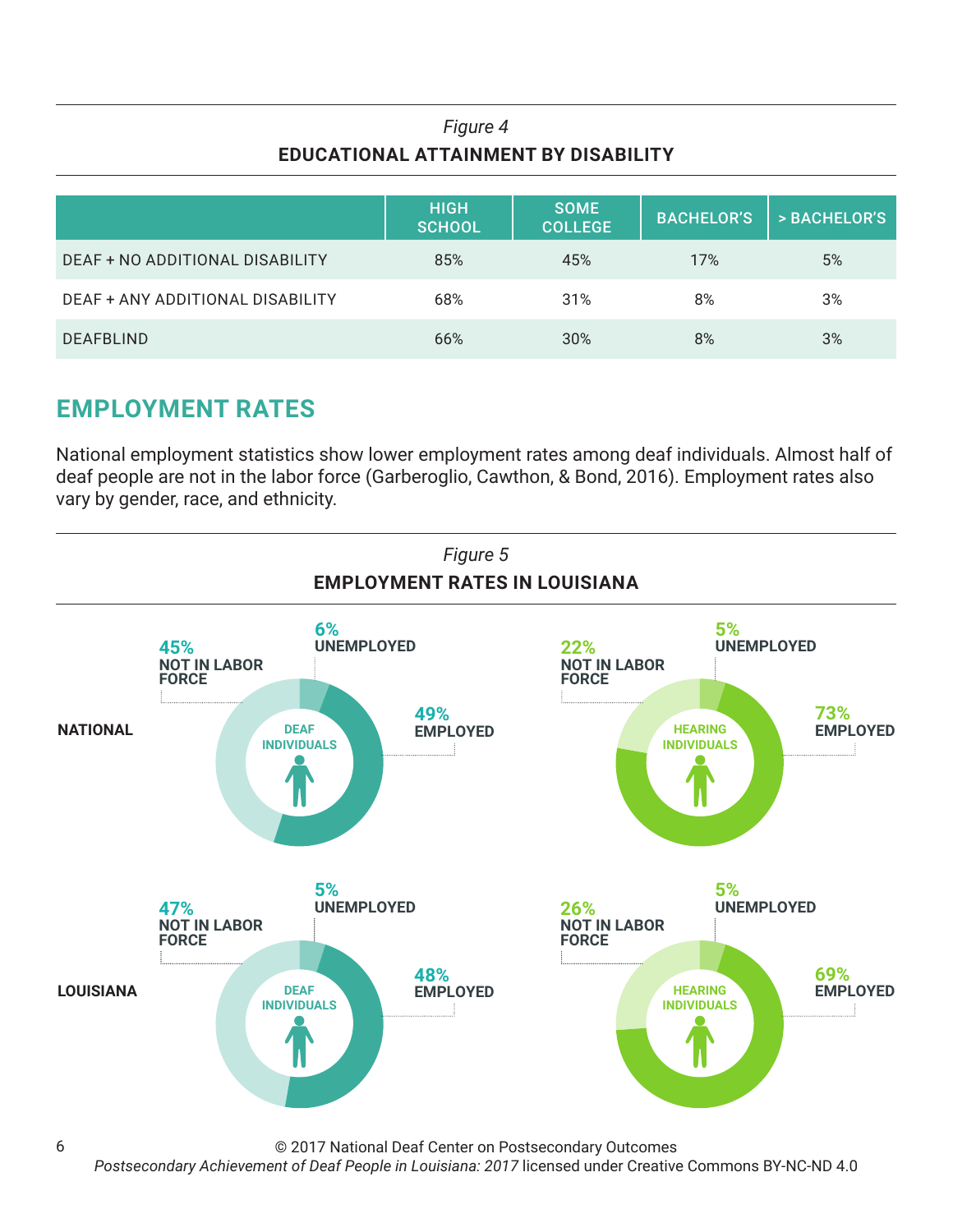*Figure 4*

**EDUCATIONAL ATTAINMENT BY DISABILITY**

| | HIGH SCHOOL | SOME COLLEGE | BACHELOR'S | > BACHELOR'S |
|---|---|---|---|---|
| DEAF + NO ADDITIONAL DISABILITY | 85% | 45% | 17% | 5% |
| DEAF + ANY ADDITIONAL DISABILITY | 68% | 31% | 8% | 3% |
| DEAFBLIND | 66% | 30% | 8% | 3% |

## EMPLOYMENT RATES

National employment statistics show lower employment rates among deaf individuals. Almost half of deaf people are not in the labor force (Garberoglio, Cawthon, & Bond, 2016). Employment rates also vary by gender, race, and ethnicity.

*Figure 5*

**EMPLOYMENT RATES IN LOUISIANA**

| | DEAF INDIVIDUALS | | | HEARING INDIVIDUALS | | |
|---|---|---|---|---|---|---|
| | NOT IN LABOR FORCE | UNEMPLOYED | EMPLOYED | NOT IN LABOR FORCE | UNEMPLOYED | EMPLOYED |
| NATIONAL | 45% | 6% | 49% | 22% | 5% | 73% |
| LOUISIANA | 47% | 5% | 48% | 26% | 5% | 69% |

© 2017 National Deaf Center on Postsecondary Outcomes

*Postsecondary Achievement of Deaf People in Louisiana: 2017* licensed under Creative Commons BY-NC-ND 4.0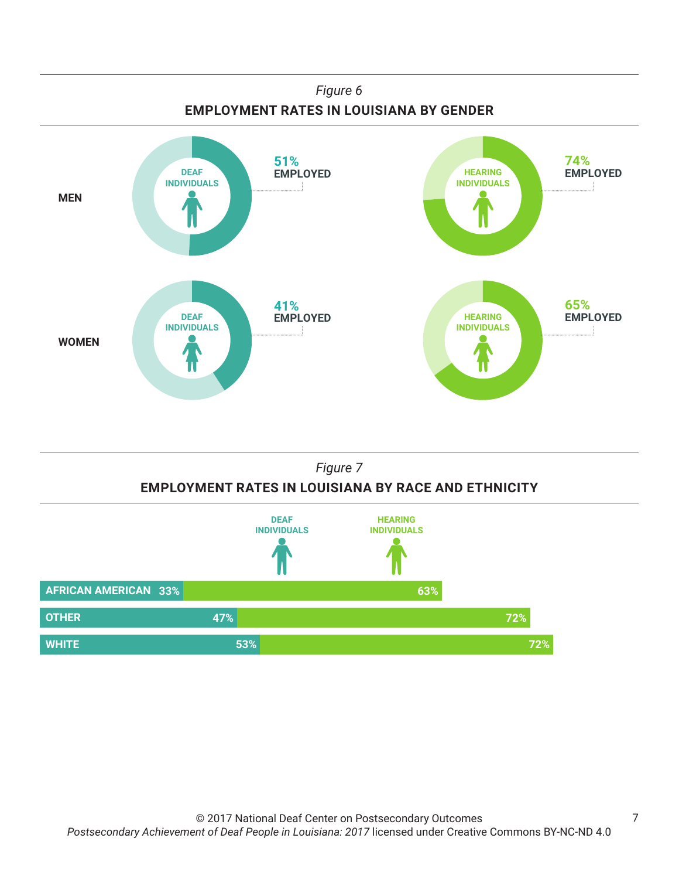*Figure 6*

**EMPLOYMENT RATES IN LOUISIANA BY GENDER**

| | Deaf Individuals | Hearing Individuals |
|---|---|---|
| MEN | 51% EMPLOYED | 74% EMPLOYED |
| WOMEN | 41% EMPLOYED | 65% EMPLOYED |

*Figure 7*

**EMPLOYMENT RATES IN LOUISIANA BY RACE AND ETHNICITY**

| | DEAF INDIVIDUALS | HEARING INDIVIDUALS |
|---|---|---|
| AFRICAN AMERICAN | 33% | 63% |
| OTHER | 47% | 72% |
| WHITE | 53% | 72% |

© 2017 National Deaf Center on Postsecondary Outcomes
*Postsecondary Achievement of Deaf People in Louisiana: 2017* licensed under Creative Commons BY-NC-ND 4.0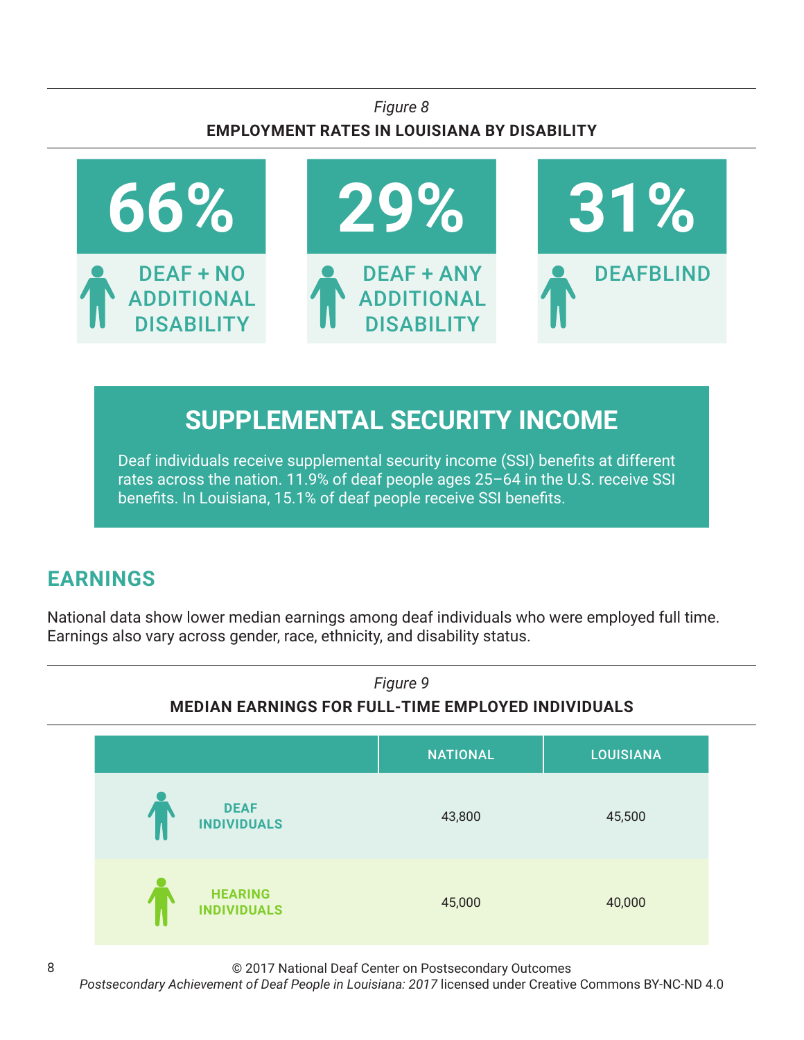*Figure 8*

**EMPLOYMENT RATES IN LOUISIANA BY DISABILITY**

| 66% | 29% | 31% |
|---|---|---|
| DEAF + NO ADDITIONAL DISABILITY | DEAF + ANY ADDITIONAL DISABILITY | DEAFBLIND |

## SUPPLEMENTAL SECURITY INCOME

Deaf individuals receive supplemental security income (SSI) benefits at different rates across the nation. 11.9% of deaf people ages 25–64 in the U.S. receive SSI benefits. In Louisiana, 15.1% of deaf people receive SSI benefits.

## EARNINGS

National data show lower median earnings among deaf individuals who were employed full time. Earnings also vary across gender, race, ethnicity, and disability status.

*Figure 9*

**MEDIAN EARNINGS FOR FULL-TIME EMPLOYED INDIVIDUALS**

| | NATIONAL | LOUISIANA |
|---|---|---|
| DEAF INDIVIDUALS | 43,800 | 45,500 |
| HEARING INDIVIDUALS | 45,000 | 40,000 |

© 2017 National Deaf Center on Postsecondary Outcomes
*Postsecondary Achievement of Deaf People in Louisiana: 2017* licensed under Creative Commons BY-NC-ND 4.0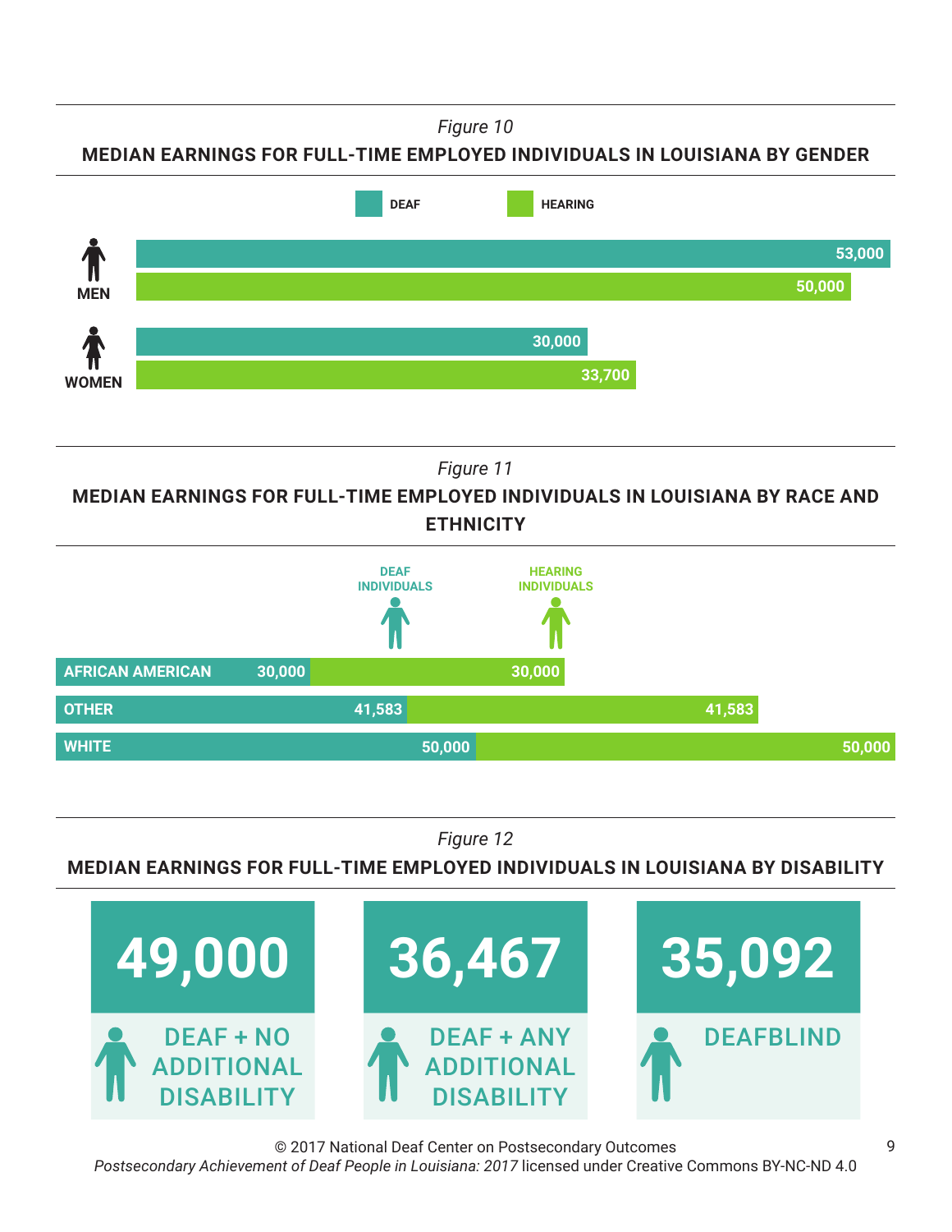*Figure 10*

**MEDIAN EARNINGS FOR FULL-TIME EMPLOYED INDIVIDUALS IN LOUISIANA BY GENDER**

| | Deaf | Hearing |
|---|---|---|
| Men | 53,000 | 50,000 |
| Women | 30,000 | 33,700 |

*Figure 11*

**MEDIAN EARNINGS FOR FULL-TIME EMPLOYED INDIVIDUALS IN LOUISIANA BY RACE AND ETHNICITY**

| | Deaf Individuals | Hearing Individuals |
|---|---|---|
| African American | 30,000 | 30,000 |
| Other | 41,583 | 41,583 |
| White | 50,000 | 50,000 |

*Figure 12*

**MEDIAN EARNINGS FOR FULL-TIME EMPLOYED INDIVIDUALS IN LOUISIANA BY DISABILITY**

| Deaf + No Additional Disability | Deaf + Any Additional Disability | Deafblind |
|---|---|---|
| 49,000 | 36,467 | 35,092 |

© 2017 National Deaf Center on Postsecondary Outcomes
*Postsecondary Achievement of Deaf People in Louisiana: 2017* licensed under Creative Commons BY-NC-ND 4.0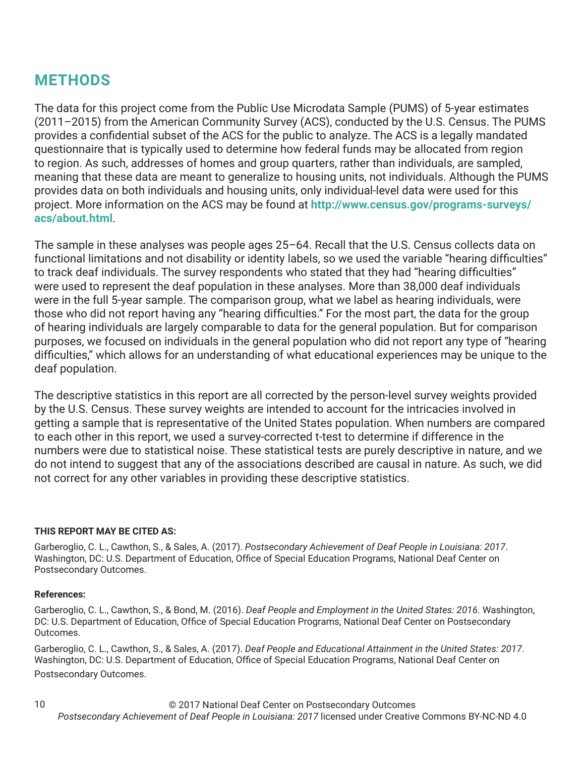# METHODS

The data for this project come from the Public Use Microdata Sample (PUMS) of 5-year estimates (2011–2015) from the American Community Survey (ACS), conducted by the U.S. Census. The PUMS provides a confidential subset of the ACS for the public to analyze. The ACS is a legally mandated questionnaire that is typically used to determine how federal funds may be allocated from region to region. As such, addresses of homes and group quarters, rather than individuals, are sampled, meaning that these data are meant to generalize to housing units, not individuals. Although the PUMS provides data on both individuals and housing units, only individual-level data were used for this project. More information on the ACS may be found at **http://www.census.gov/programs-surveys/acs/about.html**.

The sample in these analyses was people ages 25–64. Recall that the U.S. Census collects data on functional limitations and not disability or identity labels, so we used the variable "hearing difficulties" to track deaf individuals. The survey respondents who stated that they had "hearing difficulties" were used to represent the deaf population in these analyses. More than 38,000 deaf individuals were in the full 5-year sample. The comparison group, what we label as hearing individuals, were those who did not report having any "hearing difficulties." For the most part, the data for the group of hearing individuals are largely comparable to data for the general population. But for comparison purposes, we focused on individuals in the general population who did not report any type of "hearing difficulties," which allows for an understanding of what educational experiences may be unique to the deaf population.

The descriptive statistics in this report are all corrected by the person-level survey weights provided by the U.S. Census. These survey weights are intended to account for the intricacies involved in getting a sample that is representative of the United States population. When numbers are compared to each other in this report, we used a survey-corrected t-test to determine if difference in the numbers were due to statistical noise. These statistical tests are purely descriptive in nature, and we do not intend to suggest that any of the associations described are causal in nature. As such, we did not correct for any other variables in providing these descriptive statistics.

**THIS REPORT MAY BE CITED AS:**

Garberoglio, C. L., Cawthon, S., & Sales, A. (2017). *Postsecondary Achievement of Deaf People in Louisiana: 2017*. Washington, DC: U.S. Department of Education, Office of Special Education Programs, National Deaf Center on Postsecondary Outcomes.

**References:**

Garberoglio, C. L., Cawthon, S., & Bond, M. (2016). *Deaf People and Employment in the United States: 2016*. Washington, DC: U.S. Department of Education, Office of Special Education Programs, National Deaf Center on Postsecondary Outcomes.

Garberoglio, C. L., Cawthon, S., & Sales, A. (2017). *Deaf People and Educational Attainment in the United States: 2017*. Washington, DC: U.S. Department of Education, Office of Special Education Programs, National Deaf Center on Postsecondary Outcomes.

© 2017 National Deaf Center on Postsecondary Outcomes
*Postsecondary Achievement of Deaf People in Louisiana: 2017* licensed under Creative Commons BY-NC-ND 4.0